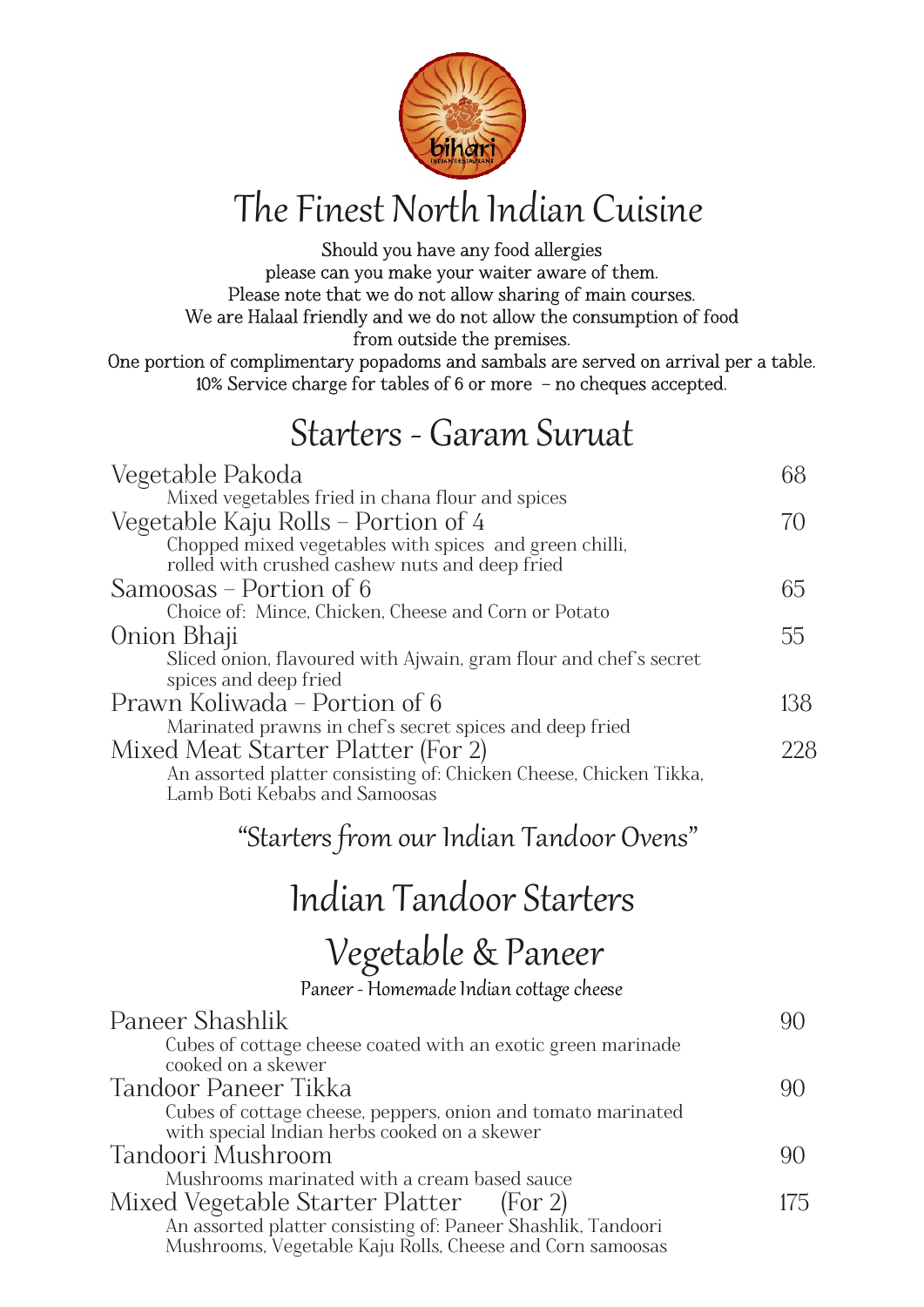# The Finest North Indian Cuisine

Should you have any food allergies
please can you make your waiter aware of them.
Please note that we do not allow sharing of main courses.
We are Halaal friendly and we do not allow the consumption of food
from outside the premises.
One portion of complimentary popadoms and sambals are served on arrival per a table.
10% Service charge for tables of 6 or more – no cheques accepted.

## Starters - Garam Suruat

| | |
|---|---|
| Vegetable Pakoda<br>Mixed vegetables fried in chana flour and spices | 68 |
| Vegetable Kaju Rolls – Portion of 4<br>Chopped mixed vegetables with spices and green chilli, rolled with crushed cashew nuts and deep fried | 70 |
| Samoosas – Portion of 6<br>Choice of: Mince, Chicken, Cheese and Corn or Potato | 65 |
| Onion Bhaji<br>Sliced onion, flavoured with Ajwain, gram flour and chef's secret spices and deep fried | 55 |
| Prawn Koliwada – Portion of 6<br>Marinated prawns in chef's secret spices and deep fried | 138 |
| Mixed Meat Starter Platter (For 2)<br>An assorted platter consisting of: Chicken Cheese, Chicken Tikka, Lamb Boti Kebabs and Samoosas | 228 |

*"Starters from our Indian Tandoor Ovens"*

## Indian Tandoor Starters

## Vegetable & Paneer

Paneer - Homemade Indian cottage cheese

| | |
|---|---|
| Paneer Shashlik<br>Cubes of cottage cheese coated with an exotic green marinade cooked on a skewer | 90 |
| Tandoor Paneer Tikka<br>Cubes of cottage cheese, peppers, onion and tomato marinated with special Indian herbs cooked on a skewer | 90 |
| Tandoori Mushroom<br>Mushrooms marinated with a cream based sauce | 90 |
| Mixed Vegetable Starter Platter (For 2)<br>An assorted platter consisting of: Paneer Shashlik, Tandoori Mushrooms, Vegetable Kaju Rolls, Cheese and Corn samoosas | 175 |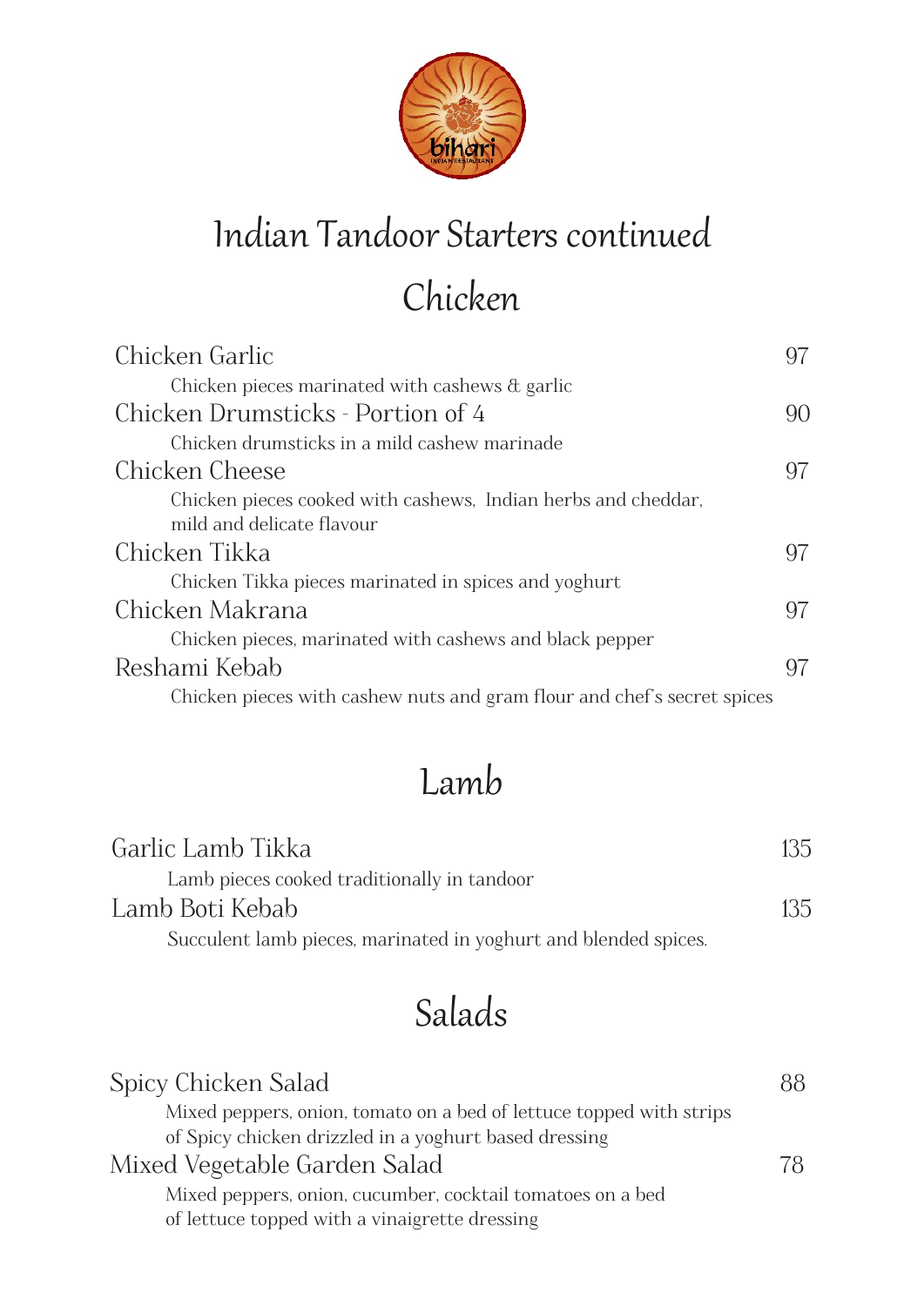# Indian Tandoor Starters continued

## Chicken

| Item | Price |
|---|---|
| **Chicken Garlic**<br>Chicken pieces marinated with cashews & garlic | 97 |
| **Chicken Drumsticks - Portion of 4**<br>Chicken drumsticks in a mild cashew marinade | 90 |
| **Chicken Cheese**<br>Chicken pieces cooked with cashews, Indian herbs and cheddar, mild and delicate flavour | 97 |
| **Chicken Tikka**<br>Chicken Tikka pieces marinated in spices and yoghurt | 97 |
| **Chicken Makrana**<br>Chicken pieces, marinated with cashews and black pepper | 97 |
| **Reshami Kebab**<br>Chicken pieces with cashew nuts and gram flour and chef's secret spices | 97 |

## Lamb

| Item | Price |
|---|---|
| **Garlic Lamb Tikka**<br>Lamb pieces cooked traditionally in tandoor | 135 |
| **Lamb Boti Kebab**<br>Succulent lamb pieces, marinated in yoghurt and blended spices. | 135 |

## Salads

| Item | Price |
|---|---|
| **Spicy Chicken Salad**<br>Mixed peppers, onion, tomato on a bed of lettuce topped with strips of Spicy chicken drizzled in a yoghurt based dressing | 88 |
| **Mixed Vegetable Garden Salad**<br>Mixed peppers, onion, cucumber, cocktail tomatoes on a bed of lettuce topped with a vinaigrette dressing | 78 |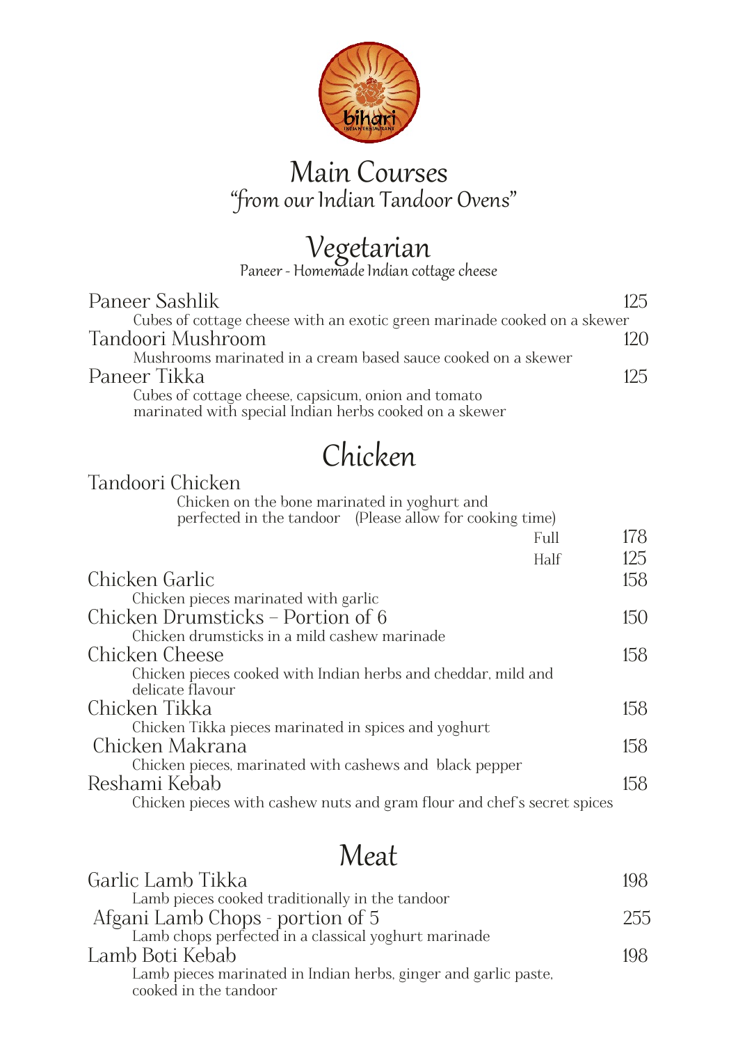# Main Courses

## "from our Indian Tandoor Ovens"

## Vegetarian

Paneer - Homemade Indian cottage cheese

**Paneer Sashlik** — 125
Cubes of cottage cheese with an exotic green marinade cooked on a skewer

**Tandoori Mushroom** — 120
Mushrooms marinated in a cream based sauce cooked on a skewer

**Paneer Tikka** — 125
Cubes of cottage cheese, capsicum, onion and tomato marinated with special Indian herbs cooked on a skewer

## Chicken

**Tandoori Chicken**
Chicken on the bone marinated in yoghurt and perfected in the tandoor (Please allow for cooking time)

| | |
|---|---|
| Full | 178 |
| Half | 125 |

**Chicken Garlic** — 158
Chicken pieces marinated with garlic

**Chicken Drumsticks – Portion of 6** — 150
Chicken drumsticks in a mild cashew marinade

**Chicken Cheese** — 158
Chicken pieces cooked with Indian herbs and cheddar, mild and delicate flavour

**Chicken Tikka** — 158
Chicken Tikka pieces marinated in spices and yoghurt

**Chicken Makrana** — 158
Chicken pieces, marinated with cashews and black pepper

**Reshami Kebab** — 158
Chicken pieces with cashew nuts and gram flour and chef's secret spices

## Meat

**Garlic Lamb Tikka** — 198
Lamb pieces cooked traditionally in the tandoor

**Afgani Lamb Chops - portion of 5** — 255
Lamb chops perfected in a classical yoghurt marinade

**Lamb Boti Kebab** — 198
Lamb pieces marinated in Indian herbs, ginger and garlic paste, cooked in the tandoor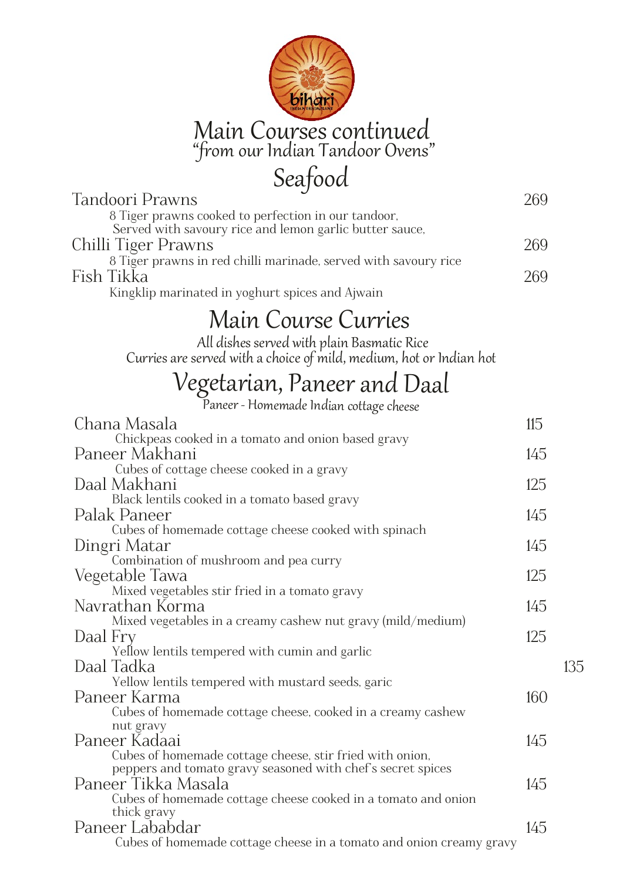# Main Courses continued

*"from our Indian Tandoor Ovens"*

## Seafood

**Tandoori Prawns** — 269
8 Tiger prawns cooked to perfection in our tandoor, Served with savoury rice and lemon garlic butter sauce,

**Chilli Tiger Prawns** — 269
8 Tiger prawns in red chilli marinade, served with savoury rice

**Fish Tikka** — 269
Kingklip marinated in yoghurt spices and Ajwain

## Main Course Curries

*All dishes served with plain Basmatic Rice*
*Curries are served with a choice of mild, medium, hot or Indian hot*

## Vegetarian, Paneer and Daal

*Paneer - Homemade Indian cottage cheese*

**Chana Masala** — 115
Chickpeas cooked in a tomato and onion based gravy

**Paneer Makhani** — 145
Cubes of cottage cheese cooked in a gravy

**Daal Makhani** — 125
Black lentils cooked in a tomato based gravy

**Palak Paneer** — 145
Cubes of homemade cottage cheese cooked with spinach

**Dingri Matar** — 145
Combination of mushroom and pea curry

**Vegetable Tawa** — 125
Mixed vegetables stir fried in a tomato gravy

**Navrathan Korma** — 145
Mixed vegetables in a creamy cashew nut gravy (mild/medium)

**Daal Fry** — 125
Yellow lentils tempered with cumin and garlic

**Daal Tadka** — 135
Yellow lentils tempered with mustard seeds, garic

**Paneer Karma** — 160
Cubes of homemade cottage cheese, cooked in a creamy cashew nut gravy

**Paneer Kadaai** — 145
Cubes of homemade cottage cheese, stir fried with onion, peppers and tomato gravy seasoned with chef's secret spices

**Paneer Tikka Masala** — 145
Cubes of homemade cottage cheese cooked in a tomato and onion thick gravy

**Paneer Lababdar** — 145
Cubes of homemade cottage cheese in a tomato and onion creamy gravy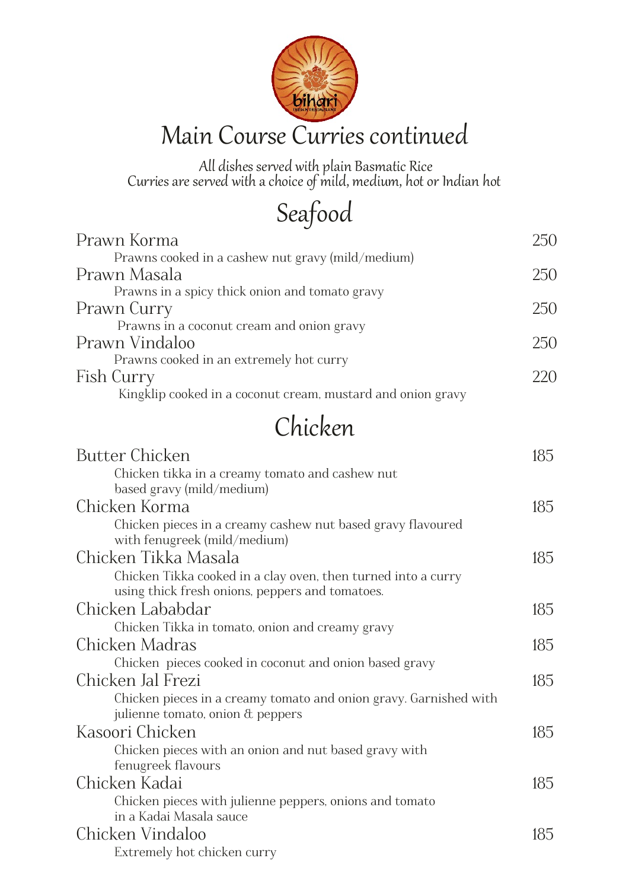# Main Course Curries continued

*All dishes served with plain Basmatic Rice*
*Curries are served with a choice of mild, medium, hot or Indian hot*

## Seafood

**Prawn Korma** — 250
Prawns cooked in a cashew nut gravy (mild/medium)

**Prawn Masala** — 250
Prawns in a spicy thick onion and tomato gravy

**Prawn Curry** — 250
Prawns in a coconut cream and onion gravy

**Prawn Vindaloo** — 250
Prawns cooked in an extremely hot curry

**Fish Curry** — 220
Kingklip cooked in a coconut cream, mustard and onion gravy

## Chicken

**Butter Chicken** — 185
Chicken tikka in a creamy tomato and cashew nut based gravy (mild/medium)

**Chicken Korma** — 185
Chicken pieces in a creamy cashew nut based gravy flavoured with fenugreek (mild/medium)

**Chicken Tikka Masala** — 185
Chicken Tikka cooked in a clay oven, then turned into a curry using thick fresh onions, peppers and tomatoes.

**Chicken Lababdar** — 185
Chicken Tikka in tomato, onion and creamy gravy

**Chicken Madras** — 185
Chicken pieces cooked in coconut and onion based gravy

**Chicken Jal Frezi** — 185
Chicken pieces in a creamy tomato and onion gravy. Garnished with julienne tomato, onion & peppers

**Kasoori Chicken** — 185
Chicken pieces with an onion and nut based gravy with fenugreek flavours

**Chicken Kadai** — 185
Chicken pieces with julienne peppers, onions and tomato in a Kadai Masala sauce

**Chicken Vindaloo** — 185
Extremely hot chicken curry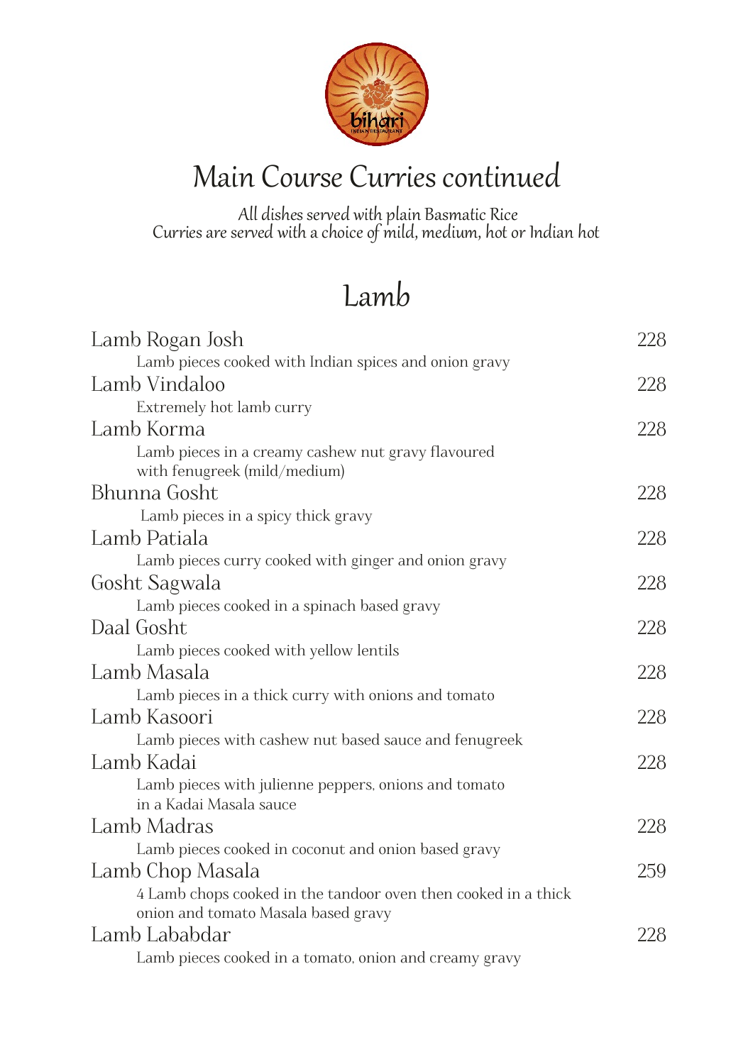# Main Course Curries continued

All dishes served with plain Basmatic Rice
Curries are served with a choice of mild, medium, hot or Indian hot

## Lamb

Lamb Rogan Josh 228
Lamb pieces cooked with Indian spices and onion gravy

Lamb Vindaloo 228
Extremely hot lamb curry

Lamb Korma 228
Lamb pieces in a creamy cashew nut gravy flavoured with fenugreek (mild/medium)

Bhunna Gosht 228
Lamb pieces in a spicy thick gravy

Lamb Patiala 228
Lamb pieces curry cooked with ginger and onion gravy

Gosht Sagwala 228
Lamb pieces cooked in a spinach based gravy

Daal Gosht 228
Lamb pieces cooked with yellow lentils

Lamb Masala 228
Lamb pieces in a thick curry with onions and tomato

Lamb Kasoori 228
Lamb pieces with cashew nut based sauce and fenugreek

Lamb Kadai 228
Lamb pieces with julienne peppers, onions and tomato in a Kadai Masala sauce

Lamb Madras 228
Lamb pieces cooked in coconut and onion based gravy

Lamb Chop Masala 259
4 Lamb chops cooked in the tandoor oven then cooked in a thick onion and tomato Masala based gravy

Lamb Lababdar 228
Lamb pieces cooked in a tomato, onion and creamy gravy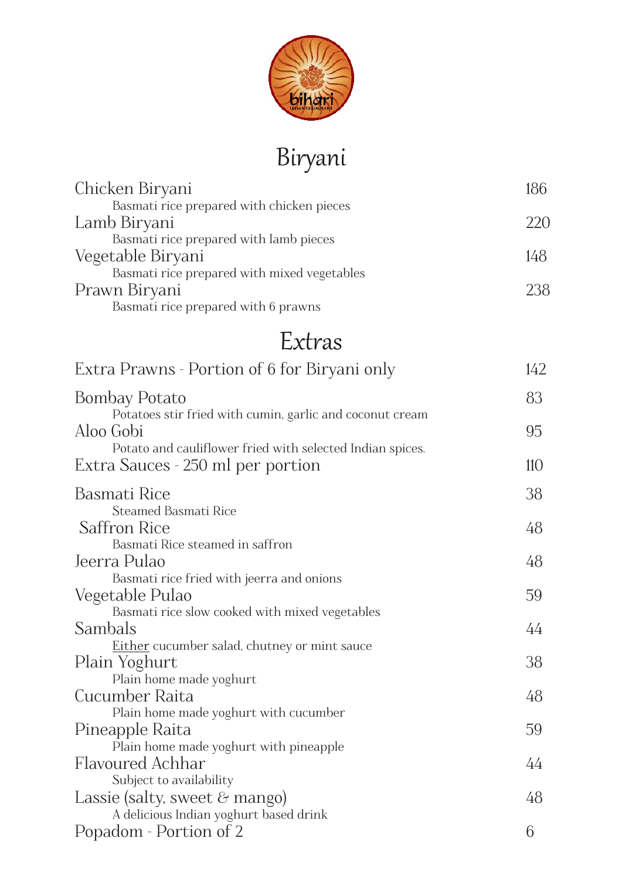# Biryani

| Item | Price |
| --- | --- |
| Chicken Biryani<br>Basmati rice prepared with chicken pieces | 186 |
| Lamb Biryani<br>Basmati rice prepared with lamb pieces | 220 |
| Vegetable Biryani<br>Basmati rice prepared with mixed vegetables | 148 |
| Prawn Biryani<br>Basmati rice prepared with 6 prawns | 238 |

# Extras

| Item | Price |
| --- | --- |
| Extra Prawns - Portion of 6 for Biryani only | 142 |
| Bombay Potato<br>Potatoes stir fried with cumin, garlic and coconut cream | 83 |
| Aloo Gobi<br>Potato and cauliflower fried with selected Indian spices. | 95 |
| Extra Sauces - 250 ml per portion | 110 |
| Basmati Rice<br>Steamed Basmati Rice | 38 |
| Saffron Rice<br>Basmati Rice steamed in saffron | 48 |
| Jeerra Pulao<br>Basmati rice fried with jeerra and onions | 48 |
| Vegetable Pulao<br>Basmati rice slow cooked with mixed vegetables | 59 |
| Sambals<br><u>Either</u> cucumber salad, chutney or mint sauce | 44 |
| Plain Yoghurt<br>Plain home made yoghurt | 38 |
| Cucumber Raita<br>Plain home made yoghurt with cucumber | 48 |
| Pineapple Raita<br>Plain home made yoghurt with pineapple | 59 |
| Flavoured Achhar<br>Subject to availability | 44 |
| Lassie (salty, sweet & mango)<br>A delicious Indian yoghurt based drink | 48 |
| Popadom - Portion of 2 | 6 |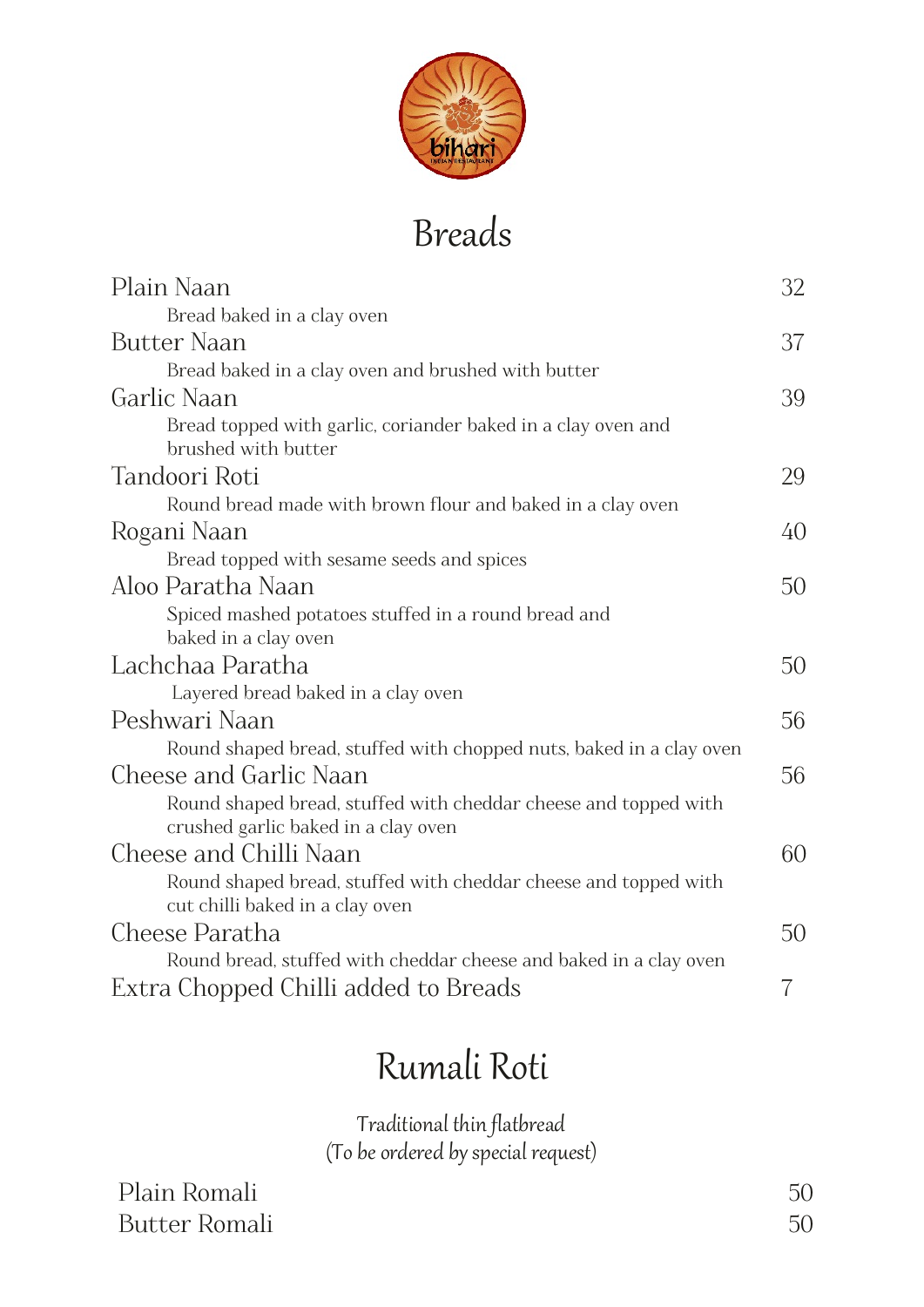bihari

INDIAN RESTAURANT

# Breads

| Item | Price |
|---|---|
| **Plain Naan**<br>Bread baked in a clay oven | 32 |
| **Butter Naan**<br>Bread baked in a clay oven and brushed with butter | 37 |
| **Garlic Naan**<br>Bread topped with garlic, coriander baked in a clay oven and brushed with butter | 39 |
| **Tandoori Roti**<br>Round bread made with brown flour and baked in a clay oven | 29 |
| **Rogani Naan**<br>Bread topped with sesame seeds and spices | 40 |
| **Aloo Paratha Naan**<br>Spiced mashed potatoes stuffed in a round bread and baked in a clay oven | 50 |
| **Lachchaa Paratha**<br>Layered bread baked in a clay oven | 50 |
| **Peshwari Naan**<br>Round shaped bread, stuffed with chopped nuts, baked in a clay oven | 56 |
| **Cheese and Garlic Naan**<br>Round shaped bread, stuffed with cheddar cheese and topped with crushed garlic baked in a clay oven | 56 |
| **Cheese and Chilli Naan**<br>Round shaped bread, stuffed with cheddar cheese and topped with cut chilli baked in a clay oven | 60 |
| **Cheese Paratha**<br>Round bread, stuffed with cheddar cheese and baked in a clay oven | 50 |
| **Extra Chopped Chilli added to Breads** | 7 |

# Rumali Roti

*Traditional thin flatbread*
*(To be ordered by special request)*

| Item | Price |
|---|---|
| Plain Romali | 50 |
| Butter Romali | 50 |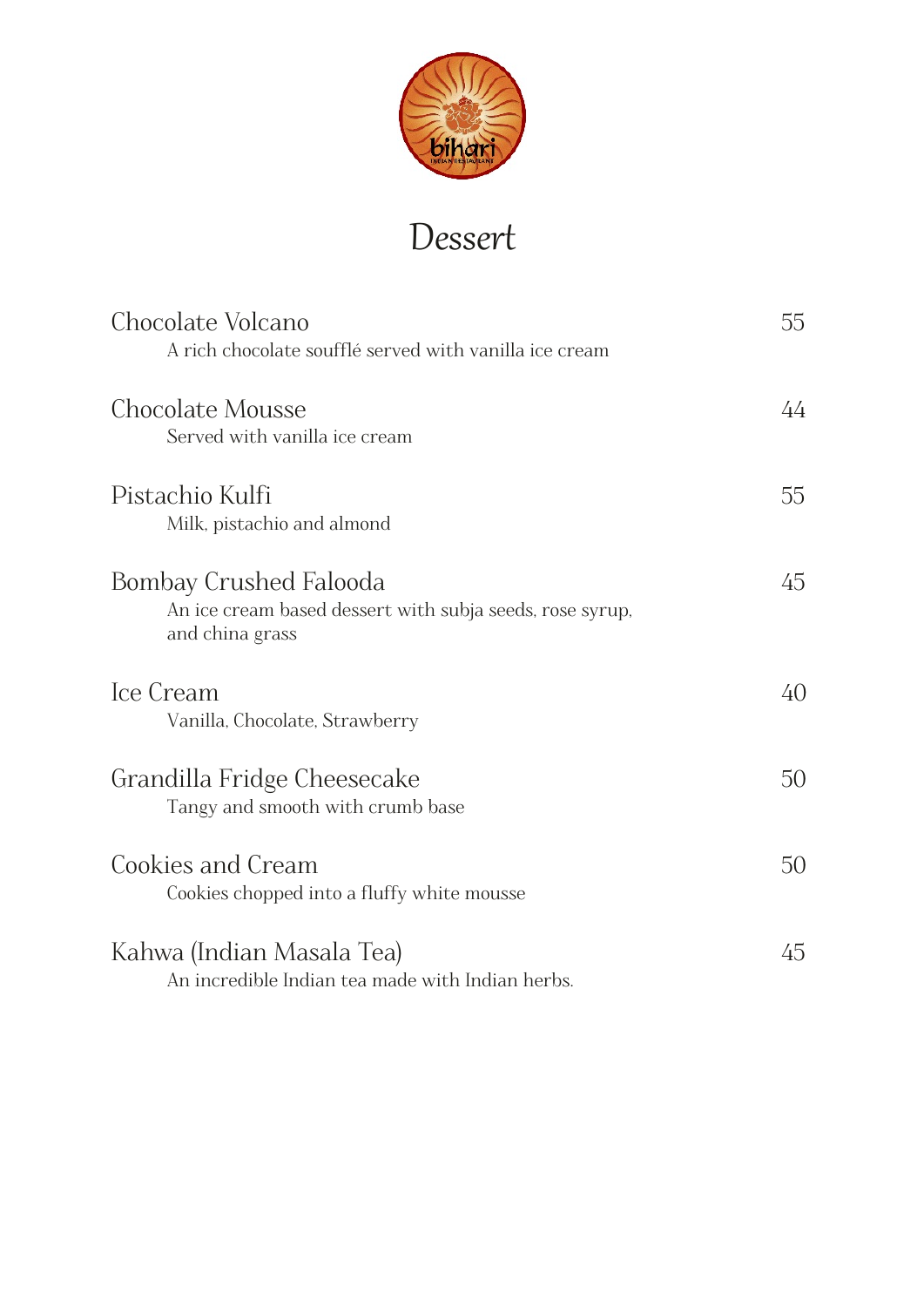bihari
INDIAN RESTAURANT

# Dessert

| | |
|---|---|
| Chocolate Volcano<br>A rich chocolate soufflé served with vanilla ice cream | 55 |
| Chocolate Mousse<br>Served with vanilla ice cream | 44 |
| Pistachio Kulfi<br>Milk, pistachio and almond | 55 |
| Bombay Crushed Falooda<br>An ice cream based dessert with subja seeds, rose syrup, and china grass | 45 |
| Ice Cream<br>Vanilla, Chocolate, Strawberry | 40 |
| Grandilla Fridge Cheesecake<br>Tangy and smooth with crumb base | 50 |
| Cookies and Cream<br>Cookies chopped into a fluffy white mousse | 50 |
| Kahwa (Indian Masala Tea)<br>An incredible Indian tea made with Indian herbs. | 45 |